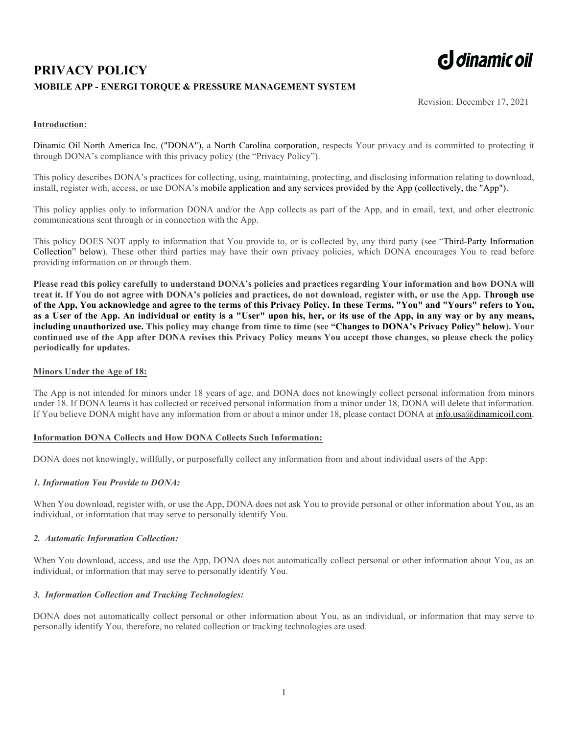# PRIVACY POLICY

**MOBILE APP - ENERGI TORQUE & PRESSURE MANAGEMENT SYSTEM**

Revision: December 17, 2021

**Introduction:**

Dinamic Oil North America Inc. ("DONA"), a North Carolina corporation, respects Your privacy and is committed to protecting it through DONA's compliance with this privacy policy (the "Privacy Policy").

This policy describes DONA's practices for collecting, using, maintaining, protecting, and disclosing information relating to download, install, register with, access, or use DONA's mobile application and any services provided by the App (collectively, the "App").

This policy applies only to information DONA and/or the App collects as part of the App, and in email, text, and other electronic communications sent through or in connection with the App.

This policy DOES NOT apply to information that You provide to, or is collected by, any third party (see "Third-Party Information Collection" below). These other third parties may have their own privacy policies, which DONA encourages You to read before providing information on or through them.

**Please read this policy carefully to understand DONA's policies and practices regarding Your information and how DONA will treat it. If You do not agree with DONA's policies and practices, do not download, register with, or use the App. Through use of the App, You acknowledge and agree to the terms of this Privacy Policy. In these Terms, "You" and "Yours" refers to You, as a User of the App. An individual or entity is a "User" upon his, her, or its use of the App, in any way or by any means, including unauthorized use. This policy may change from time to time (see "Changes to DONA's Privacy Policy" below). Your continued use of the App after DONA revises this Privacy Policy means You accept those changes, so please check the policy periodically for updates.**

**Minors Under the Age of 18:**

The App is not intended for minors under 18 years of age, and DONA does not knowingly collect personal information from minors under 18. If DONA learns it has collected or received personal information from a minor under 18, DONA will delete that information. If You believe DONA might have any information from or about a minor under 18, please contact DONA at info.usa@dinamicoil.com.

**Information DONA Collects and How DONA Collects Such Information:**

DONA does not knowingly, willfully, or purposefully collect any information from and about individual users of the App:

***1. Information You Provide to DONA:***

When You download, register with, or use the App, DONA does not ask You to provide personal or other information about You, as an individual, or information that may serve to personally identify You.

***2. Automatic Information Collection:***

When You download, access, and use the App, DONA does not automatically collect personal or other information about You, as an individual, or information that may serve to personally identify You.

***3. Information Collection and Tracking Technologies:***

DONA does not automatically collect personal or other information about You, as an individual, or information that may serve to personally identify You, therefore, no related collection or tracking technologies are used.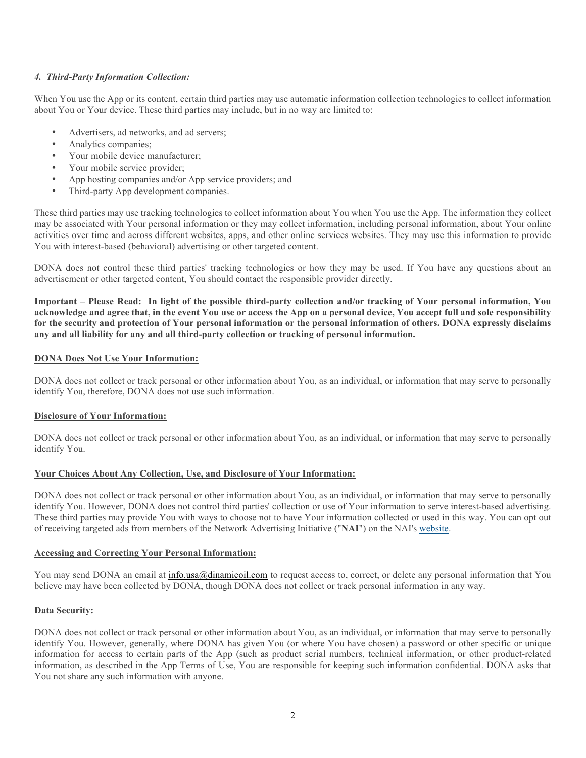### *4. Third-Party Information Collection:*

When You use the App or its content, certain third parties may use automatic information collection technologies to collect information about You or Your device. These third parties may include, but in no way are limited to:

- Advertisers, ad networks, and ad servers;
- Analytics companies;
- Your mobile device manufacturer;
- Your mobile service provider;
- App hosting companies and/or App service providers; and
- Third-party App development companies.

These third parties may use tracking technologies to collect information about You when You use the App. The information they collect may be associated with Your personal information or they may collect information, including personal information, about Your online activities over time and across different websites, apps, and other online services websites. They may use this information to provide You with interest-based (behavioral) advertising or other targeted content.

DONA does not control these third parties' tracking technologies or how they may be used. If You have any questions about an advertisement or other targeted content, You should contact the responsible provider directly.

**Important – Please Read: In light of the possible third-party collection and/or tracking of Your personal information, You acknowledge and agree that, in the event You use or access the App on a personal device, You accept full and sole responsibility for the security and protection of Your personal information or the personal information of others. DONA expressly disclaims any and all liability for any and all third-party collection or tracking of personal information.**

**DONA Does Not Use Your Information:**

DONA does not collect or track personal or other information about You, as an individual, or information that may serve to personally identify You, therefore, DONA does not use such information.

**Disclosure of Your Information:**

DONA does not collect or track personal or other information about You, as an individual, or information that may serve to personally identify You.

**Your Choices About Any Collection, Use, and Disclosure of Your Information:**

DONA does not collect or track personal or other information about You, as an individual, or information that may serve to personally identify You. However, DONA does not control third parties' collection or use of Your information to serve interest-based advertising. These third parties may provide You with ways to choose not to have Your information collected or used in this way. You can opt out of receiving targeted ads from members of the Network Advertising Initiative ("**NAI**") on the NAI's website.

**Accessing and Correcting Your Personal Information:**

You may send DONA an email at info.usa@dinamicoil.com to request access to, correct, or delete any personal information that You believe may have been collected by DONA, though DONA does not collect or track personal information in any way.

**Data Security:**

DONA does not collect or track personal or other information about You, as an individual, or information that may serve to personally identify You. However, generally, where DONA has given You (or where You have chosen) a password or other specific or unique information for access to certain parts of the App (such as product serial numbers, technical information, or other product-related information, as described in the App Terms of Use, You are responsible for keeping such information confidential. DONA asks that You not share any such information with anyone.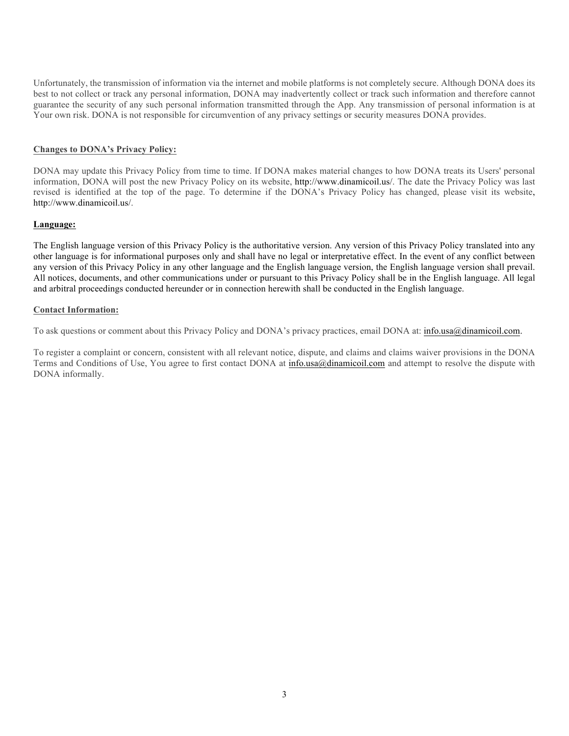Unfortunately, the transmission of information via the internet and mobile platforms is not completely secure. Although DONA does its best to not collect or track any personal information, DONA may inadvertently collect or track such information and therefore cannot guarantee the security of any such personal information transmitted through the App. Any transmission of personal information is at Your own risk. DONA is not responsible for circumvention of any privacy settings or security measures DONA provides.

**Changes to DONA's Privacy Policy:**

DONA may update this Privacy Policy from time to time. If DONA makes material changes to how DONA treats its Users' personal information, DONA will post the new Privacy Policy on its website, http://www.dinamicoil.us/. The date the Privacy Policy was last revised is identified at the top of the page. To determine if the DONA's Privacy Policy has changed, please visit its website, http://www.dinamicoil.us/.

**Language:**

The English language version of this Privacy Policy is the authoritative version. Any version of this Privacy Policy translated into any other language is for informational purposes only and shall have no legal or interpretative effect. In the event of any conflict between any version of this Privacy Policy in any other language and the English language version, the English language version shall prevail. All notices, documents, and other communications under or pursuant to this Privacy Policy shall be in the English language. All legal and arbitral proceedings conducted hereunder or in connection herewith shall be conducted in the English language.

**Contact Information:**

To ask questions or comment about this Privacy Policy and DONA's privacy practices, email DONA at: info.usa@dinamicoil.com.

To register a complaint or concern, consistent with all relevant notice, dispute, and claims and claims waiver provisions in the DONA Terms and Conditions of Use, You agree to first contact DONA at info.usa@dinamicoil.com and attempt to resolve the dispute with DONA informally.